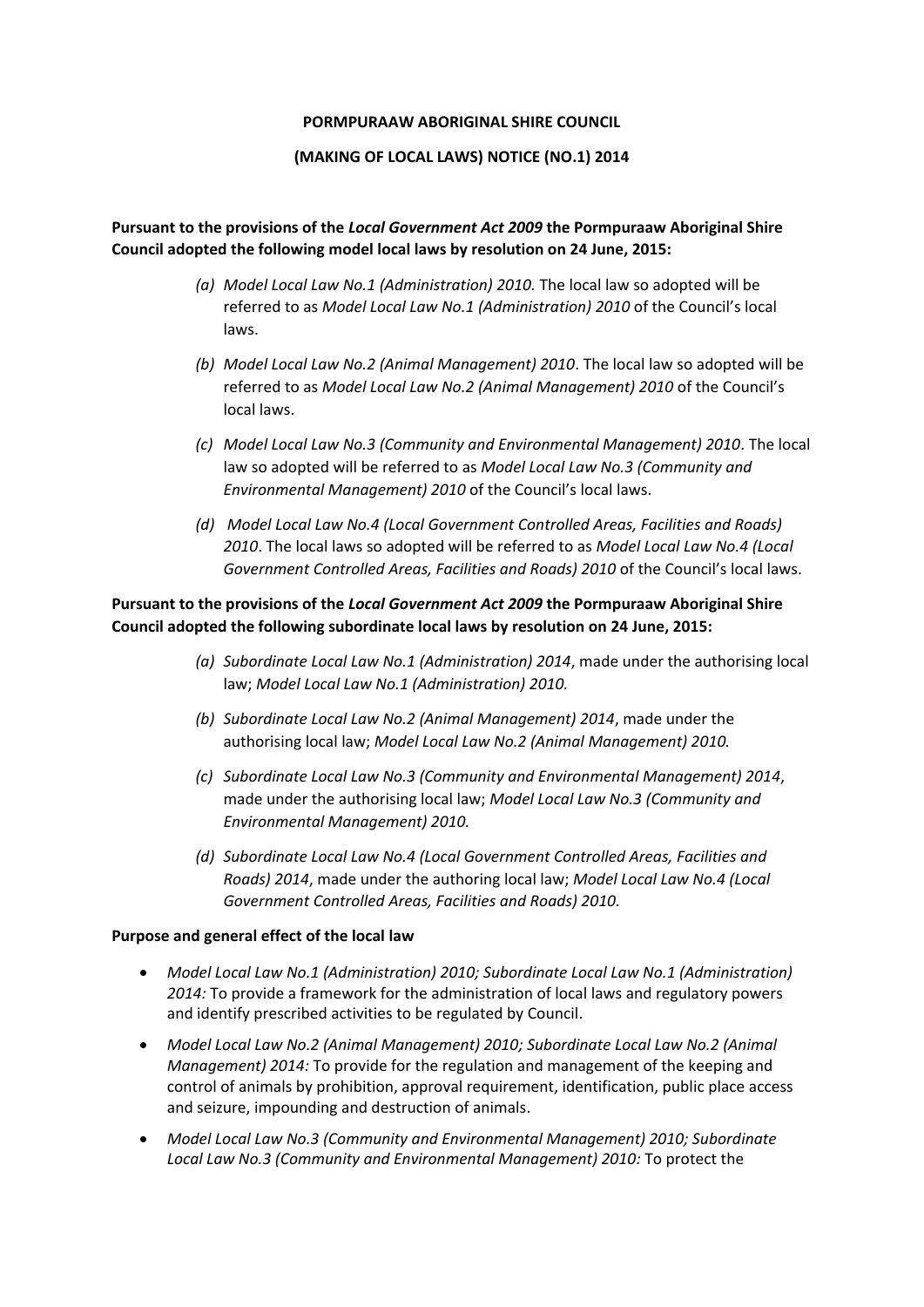**PORMPURAAW ABORIGINAL SHIRE COUNCIL**

**(MAKING OF LOCAL LAWS) NOTICE (NO.1) 2014**

**Pursuant to the provisions of the *Local Government Act 2009* the Pormpuraaw Aboriginal Shire Council adopted the following model local laws by resolution on 24 June, 2015:**

*(a) Model Local Law No.1 (Administration) 2010.* The local law so adopted will be referred to as *Model Local Law No.1 (Administration) 2010* of the Council's local laws.

*(b) Model Local Law No.2 (Animal Management) 2010*. The local law so adopted will be referred to as *Model Local Law No.2 (Animal Management) 2010* of the Council's local laws.

*(c) Model Local Law No.3 (Community and Environmental Management) 2010*. The local law so adopted will be referred to as *Model Local Law No.3 (Community and Environmental Management) 2010* of the Council's local laws.

*(d) Model Local Law No.4 (Local Government Controlled Areas, Facilities and Roads) 2010*. The local laws so adopted will be referred to as *Model Local Law No.4 (Local Government Controlled Areas, Facilities and Roads) 2010* of the Council's local laws.

**Pursuant to the provisions of the *Local Government Act 2009* the Pormpuraaw Aboriginal Shire Council adopted the following subordinate local laws by resolution on 24 June, 2015:**

*(a) Subordinate Local Law No.1 (Administration) 2014*, made under the authorising local law; *Model Local Law No.1 (Administration) 2010.*

*(b) Subordinate Local Law No.2 (Animal Management) 2014*, made under the authorising local law; *Model Local Law No.2 (Animal Management) 2010.*

*(c) Subordinate Local Law No.3 (Community and Environmental Management) 2014*, made under the authorising local law; *Model Local Law No.3 (Community and Environmental Management) 2010.*

*(d) Subordinate Local Law No.4 (Local Government Controlled Areas, Facilities and Roads) 2014*, made under the authoring local law; *Model Local Law No.4 (Local Government Controlled Areas, Facilities and Roads) 2010.*

**Purpose and general effect of the local law**

- *Model Local Law No.1 (Administration) 2010; Subordinate Local Law No.1 (Administration) 2014:* To provide a framework for the administration of local laws and regulatory powers and identify prescribed activities to be regulated by Council.
- *Model Local Law No.2 (Animal Management) 2010; Subordinate Local Law No.2 (Animal Management) 2014:* To provide for the regulation and management of the keeping and control of animals by prohibition, approval requirement, identification, public place access and seizure, impounding and destruction of animals.
- *Model Local Law No.3 (Community and Environmental Management) 2010; Subordinate Local Law No.3 (Community and Environmental Management) 2010:* To protect the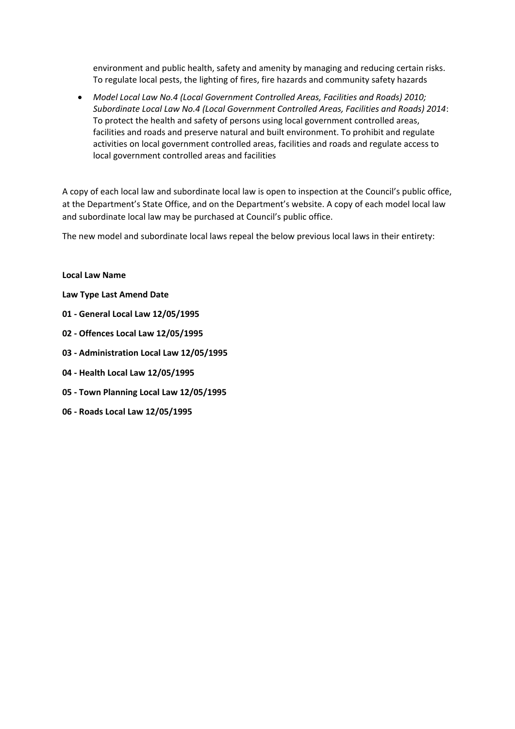environment and public health, safety and amenity by managing and reducing certain risks. To regulate local pests, the lighting of fires, fire hazards and community safety hazards

- *Model Local Law No.4 (Local Government Controlled Areas, Facilities and Roads) 2010; Subordinate Local Law No.4 (Local Government Controlled Areas, Facilities and Roads) 2014*: To protect the health and safety of persons using local government controlled areas, facilities and roads and preserve natural and built environment. To prohibit and regulate activities on local government controlled areas, facilities and roads and regulate access to local government controlled areas and facilities

A copy of each local law and subordinate local law is open to inspection at the Council's public office, at the Department's State Office, and on the Department's website. A copy of each model local law and subordinate local law may be purchased at Council's public office.

The new model and subordinate local laws repeal the below previous local laws in their entirety:

**Local Law Name**

**Law Type Last Amend Date**

**01 - General Local Law 12/05/1995**

**02 - Offences Local Law 12/05/1995**

**03 - Administration Local Law 12/05/1995**

**04 - Health Local Law 12/05/1995**

**05 - Town Planning Local Law 12/05/1995**

**06 - Roads Local Law 12/05/1995**